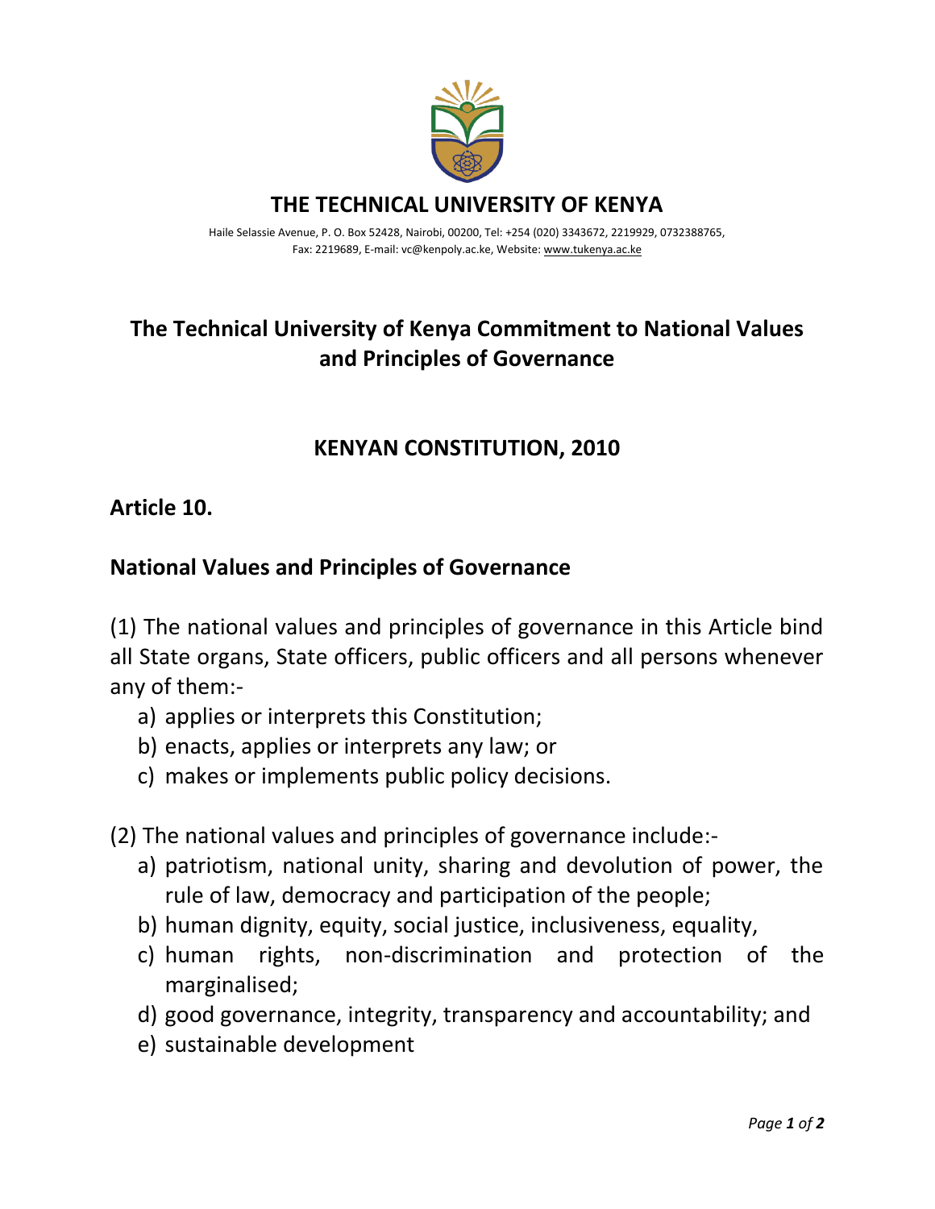# THE TECHNICAL UNIVERSITY OF KENYA

Haile Selassie Avenue, P. O. Box 52428, Nairobi, 00200, Tel: +254 (020) 3343672, 2219929, 0732388765, Fax: 2219689, E-mail: vc@kenpoly.ac.ke, Website: www.tukenya.ac.ke

## The Technical University of Kenya Commitment to National Values and Principles of Governance

## KENYAN CONSTITUTION, 2010

### Article 10.

### National Values and Principles of Governance

(1) The national values and principles of governance in this Article bind all State organs, State officers, public officers and all persons whenever any of them:-

a) applies or interprets this Constitution;
b) enacts, applies or interprets any law; or
c) makes or implements public policy decisions.

(2) The national values and principles of governance include:-

a) patriotism, national unity, sharing and devolution of power, the rule of law, democracy and participation of the people;
b) human dignity, equity, social justice, inclusiveness, equality,
c) human rights, non-discrimination and protection of the marginalised;
d) good governance, integrity, transparency and accountability; and
e) sustainable development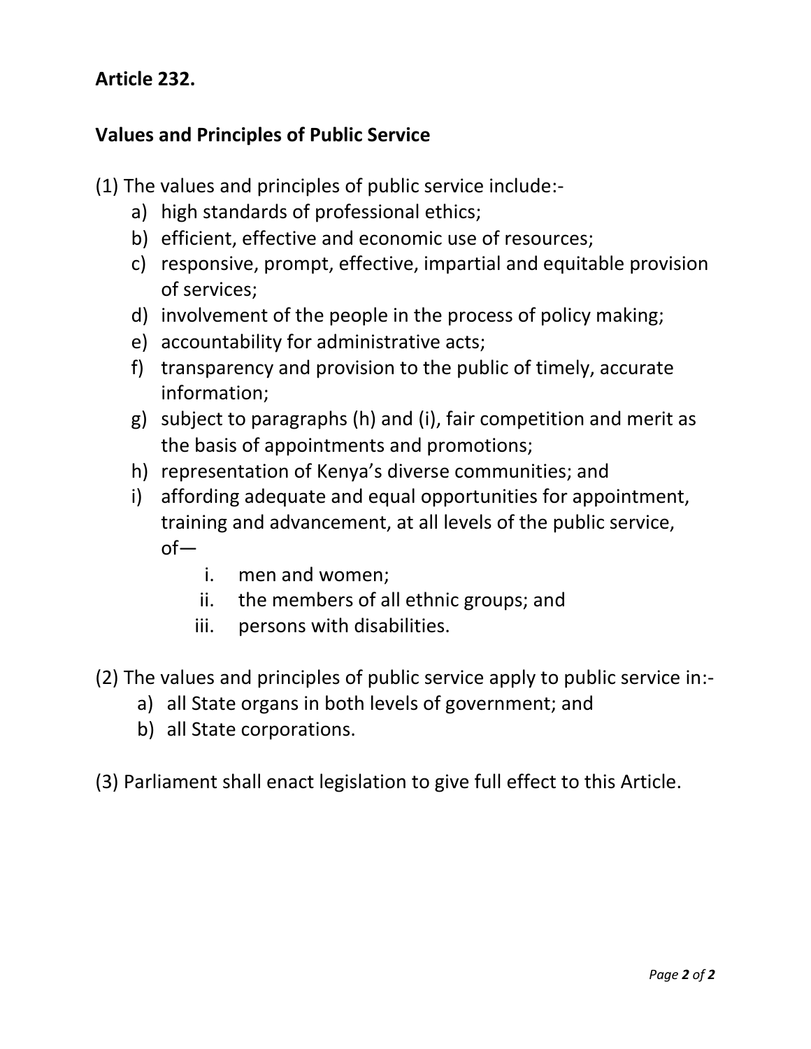**Article 232.**

**Values and Principles of Public Service**

(1) The values and principles of public service include:-

a) high standards of professional ethics;
b) efficient, effective and economic use of resources;
c) responsive, prompt, effective, impartial and equitable provision of services;
d) involvement of the people in the process of policy making;
e) accountability for administrative acts;
f) transparency and provision to the public of timely, accurate information;
g) subject to paragraphs (h) and (i), fair competition and merit as the basis of appointments and promotions;
h) representation of Kenya's diverse communities; and
i) affording adequate and equal opportunities for appointment, training and advancement, at all levels of the public service, of—
    i. men and women;
    ii. the members of all ethnic groups; and
    iii. persons with disabilities.

(2) The values and principles of public service apply to public service in:-

a) all State organs in both levels of government; and
b) all State corporations.

(3) Parliament shall enact legislation to give full effect to this Article.